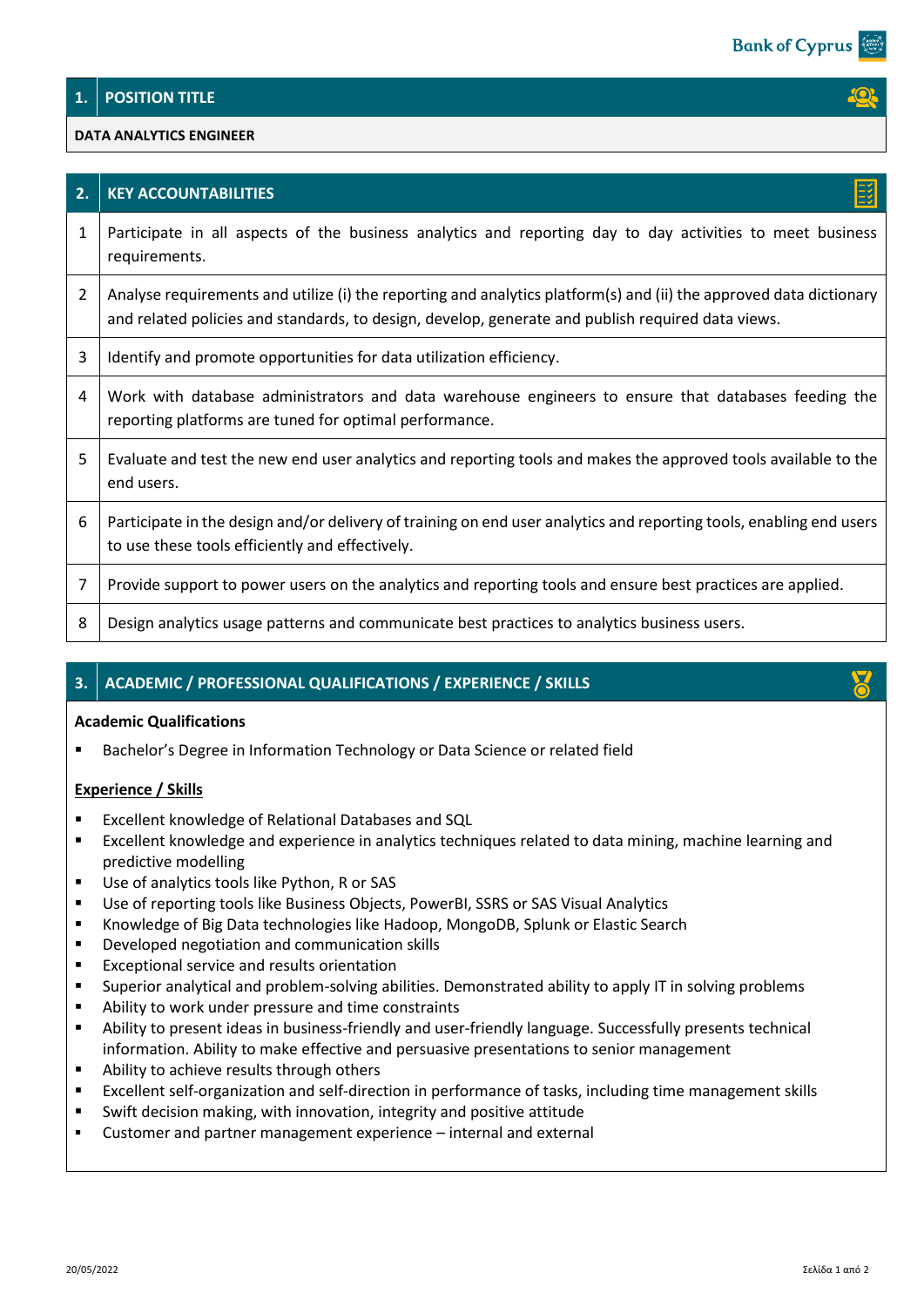## 1. POSITION TITLE

**DATA ANALYTICS ENGINEER**

## 2. KEY ACCOUNTABILITIES

| | |
|---|---|
| 1 | Participate in all aspects of the business analytics and reporting day to day activities to meet business requirements. |
| 2 | Analyse requirements and utilize (i) the reporting and analytics platform(s) and (ii) the approved data dictionary and related policies and standards, to design, develop, generate and publish required data views. |
| 3 | Identify and promote opportunities for data utilization efficiency. |
| 4 | Work with database administrators and data warehouse engineers to ensure that databases feeding the reporting platforms are tuned for optimal performance. |
| 5 | Evaluate and test the new end user analytics and reporting tools and makes the approved tools available to the end users. |
| 6 | Participate in the design and/or delivery of training on end user analytics and reporting tools, enabling end users to use these tools efficiently and effectively. |
| 7 | Provide support to power users on the analytics and reporting tools and ensure best practices are applied. |
| 8 | Design analytics usage patterns and communicate best practices to analytics business users. |

## 3. ACADEMIC / PROFESSIONAL QUALIFICATIONS / EXPERIENCE / SKILLS

**Academic Qualifications**

- Bachelor's Degree in Information Technology or Data Science or related field

**Experience / Skills**

- Excellent knowledge of Relational Databases and SQL
- Excellent knowledge and experience in analytics techniques related to data mining, machine learning and predictive modelling
- Use of analytics tools like Python, R or SAS
- Use of reporting tools like Business Objects, PowerBI, SSRS or SAS Visual Analytics
- Knowledge of Big Data technologies like Hadoop, MongoDB, Splunk or Elastic Search
- Developed negotiation and communication skills
- Exceptional service and results orientation
- Superior analytical and problem-solving abilities. Demonstrated ability to apply IT in solving problems
- Ability to work under pressure and time constraints
- Ability to present ideas in business-friendly and user-friendly language. Successfully presents technical information. Ability to make effective and persuasive presentations to senior management
- Ability to achieve results through others
- Excellent self-organization and self-direction in performance of tasks, including time management skills
- Swift decision making, with innovation, integrity and positive attitude
- Customer and partner management experience – internal and external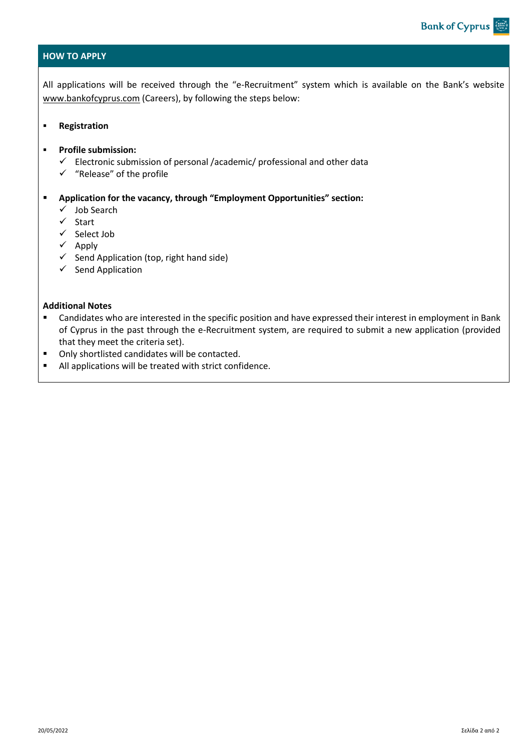## HOW TO APPLY

All applications will be received through the "e-Recruitment" system which is available on the Bank's website www.bankofcyprus.com (Careers), by following the steps below:

- **Registration**
- **Profile submission:**
  - ✓ Electronic submission of personal /academic/ professional and other data
  - ✓ "Release" of the profile
- **Application for the vacancy, through "Employment Opportunities" section:**
  - ✓ Job Search
  - ✓ Start
  - ✓ Select Job
  - ✓ Apply
  - ✓ Send Application (top, right hand side)
  - ✓ Send Application

**Additional Notes**

- Candidates who are interested in the specific position and have expressed their interest in employment in Bank of Cyprus in the past through the e-Recruitment system, are required to submit a new application (provided that they meet the criteria set).
- Only shortlisted candidates will be contacted.
- All applications will be treated with strict confidence.

20/05/2022